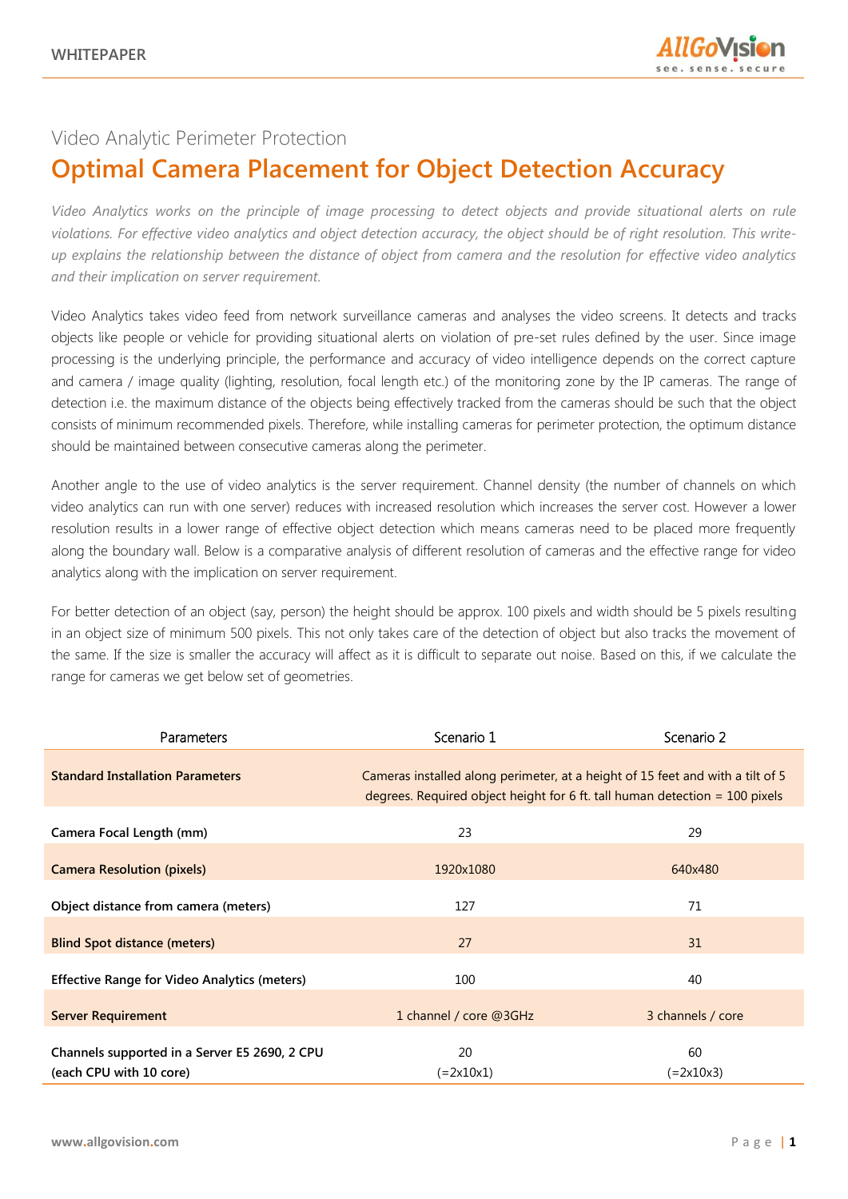Video Analytic Perimeter Protection

# Optimal Camera Placement for Object Detection Accuracy

*Video Analytics works on the principle of image processing to detect objects and provide situational alerts on rule violations. For effective video analytics and object detection accuracy, the object should be of right resolution. This write-up explains the relationship between the distance of object from camera and the resolution for effective video analytics and their implication on server requirement.*

Video Analytics takes video feed from network surveillance cameras and analyses the video screens. It detects and tracks objects like people or vehicle for providing situational alerts on violation of pre-set rules defined by the user. Since image processing is the underlying principle, the performance and accuracy of video intelligence depends on the correct capture and camera / image quality (lighting, resolution, focal length etc.) of the monitoring zone by the IP cameras. The range of detection i.e. the maximum distance of the objects being effectively tracked from the cameras should be such that the object consists of minimum recommended pixels. Therefore, while installing cameras for perimeter protection, the optimum distance should be maintained between consecutive cameras along the perimeter.

Another angle to the use of video analytics is the server requirement. Channel density (the number of channels on which video analytics can run with one server) reduces with increased resolution which increases the server cost. However a lower resolution results in a lower range of effective object detection which means cameras need to be placed more frequently along the boundary wall. Below is a comparative analysis of different resolution of cameras and the effective range for video analytics along with the implication on server requirement.

For better detection of an object (say, person) the height should be approx. 100 pixels and width should be 5 pixels resulting in an object size of minimum 500 pixels. This not only takes care of the detection of object but also tracks the movement of the same. If the size is smaller the accuracy will affect as it is difficult to separate out noise. Based on this, if we calculate the range for cameras we get below set of geometries.

| Parameters | Scenario 1 | Scenario 2 |
|---|---|---|
| **Standard Installation Parameters** | Cameras installed along perimeter, at a height of 15 feet and with a tilt of 5 degrees. Required object height for 6 ft. tall human detection = 100 pixels | |
| **Camera Focal Length (mm)** | 23 | 29 |
| **Camera Resolution (pixels)** | 1920x1080 | 640x480 |
| **Object distance from camera (meters)** | 127 | 71 |
| **Blind Spot distance (meters)** | 27 | 31 |
| **Effective Range for Video Analytics (meters)** | 100 | 40 |
| **Server Requirement** | 1 channel / core @3GHz | 3 channels / core |
| **Channels supported in a Server E5 2690, 2 CPU (each CPU with 10 core)** | 20 (=2x10x1) | 60 (=2x10x3) |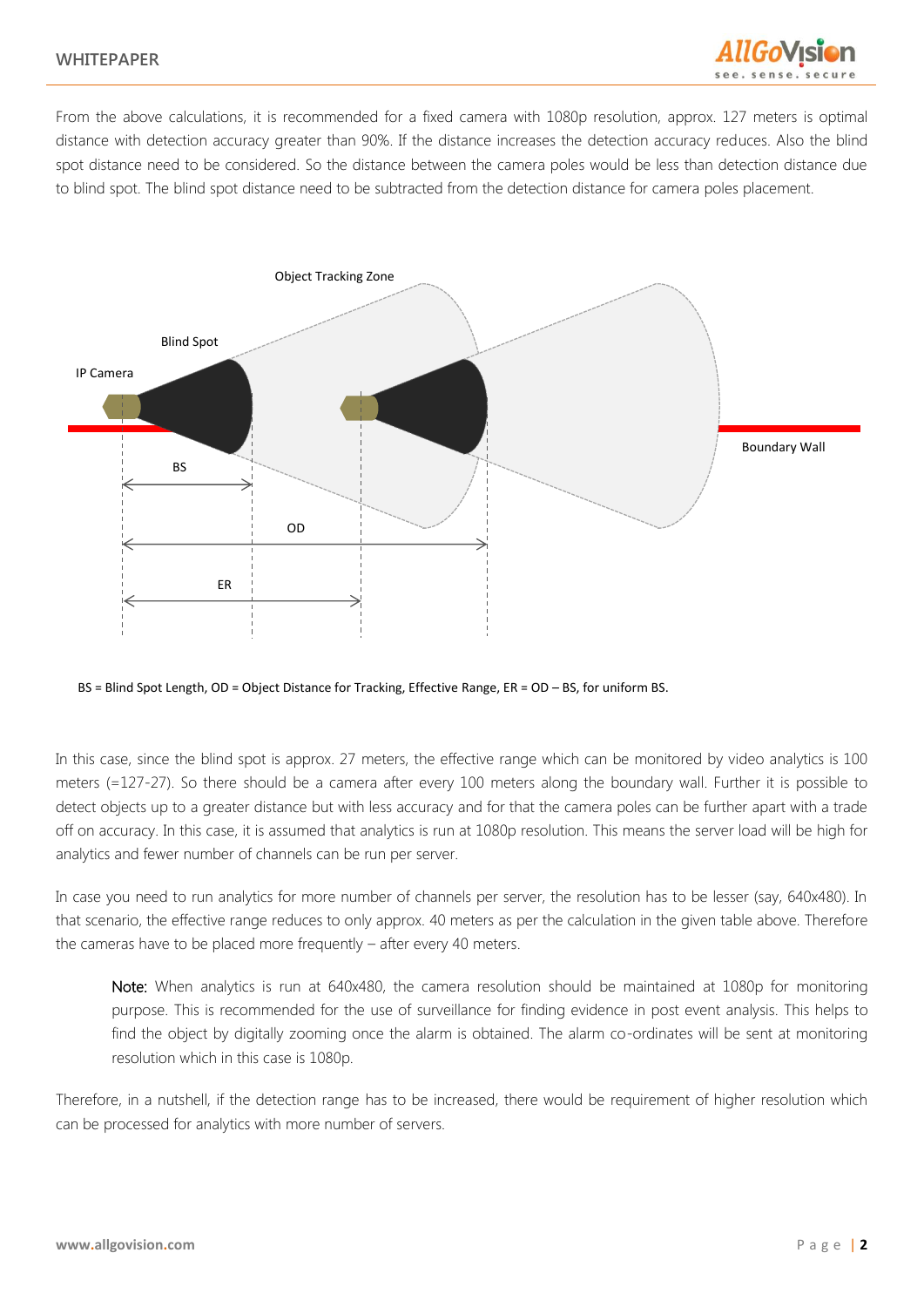From the above calculations, it is recommended for a fixed camera with 1080p resolution, approx. 127 meters is optimal distance with detection accuracy greater than 90%. If the distance increases the detection accuracy reduces. Also the blind spot distance need to be considered. So the distance between the camera poles would be less than detection distance due to blind spot. The blind spot distance need to be subtracted from the detection distance for camera poles placement.

BS = Blind Spot Length, OD = Object Distance for Tracking, Effective Range, ER = OD – BS, for uniform BS.

In this case, since the blind spot is approx. 27 meters, the effective range which can be monitored by video analytics is 100 meters (=127-27). So there should be a camera after every 100 meters along the boundary wall. Further it is possible to detect objects up to a greater distance but with less accuracy and for that the camera poles can be further apart with a trade off on accuracy. In this case, it is assumed that analytics is run at 1080p resolution. This means the server load will be high for analytics and fewer number of channels can be run per server.

In case you need to run analytics for more number of channels per server, the resolution has to be lesser (say, 640x480). In that scenario, the effective range reduces to only approx. 40 meters as per the calculation in the given table above. Therefore the cameras have to be placed more frequently – after every 40 meters.

> Note: When analytics is run at 640x480, the camera resolution should be maintained at 1080p for monitoring purpose. This is recommended for the use of surveillance for finding evidence in post event analysis. This helps to find the object by digitally zooming once the alarm is obtained. The alarm co-ordinates will be sent at monitoring resolution which in this case is 1080p.

Therefore, in a nutshell, if the detection range has to be increased, there would be requirement of higher resolution which can be processed for analytics with more number of servers.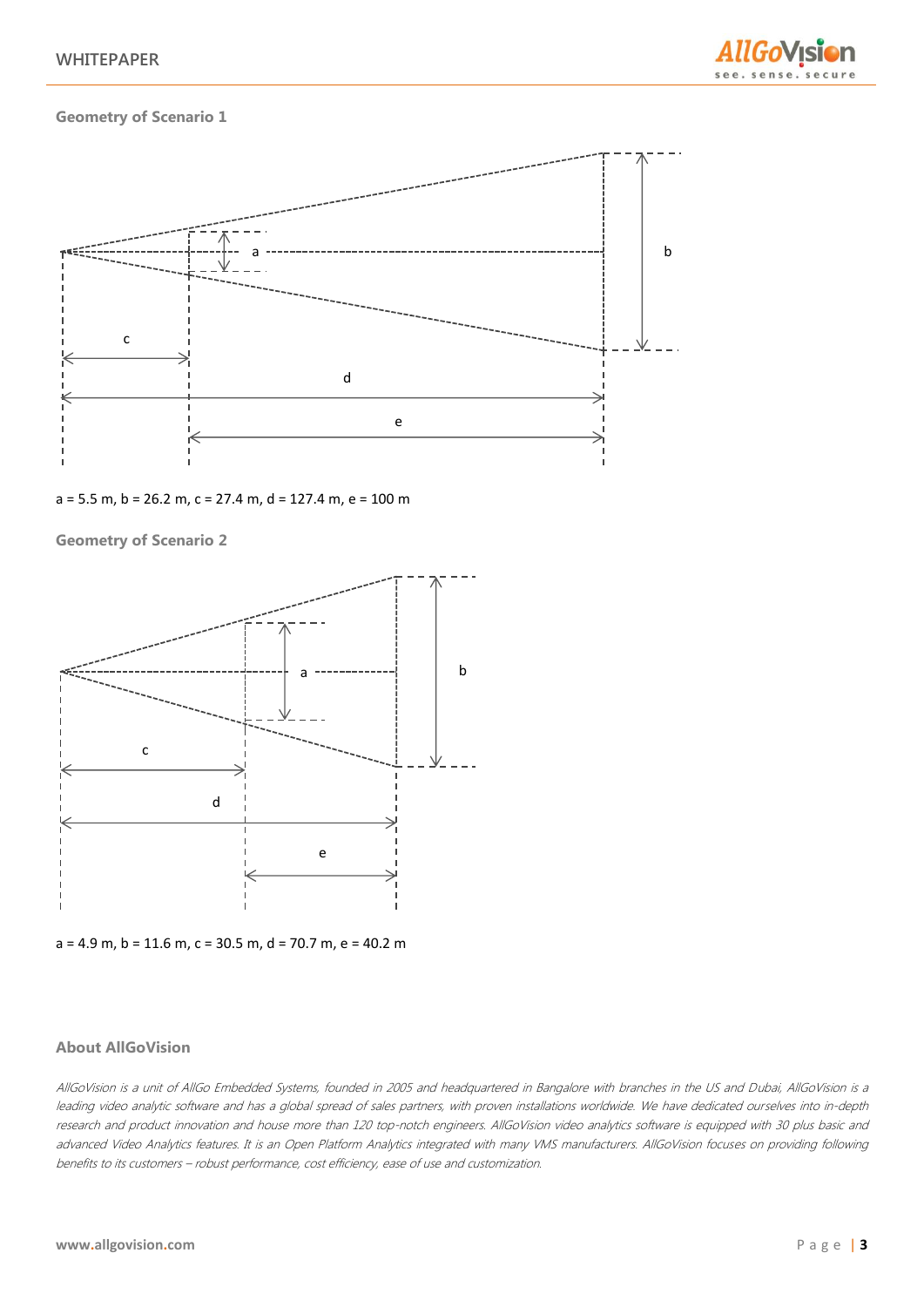### Geometry of Scenario 1

a
b
c
d
e

a = 5.5 m, b = 26.2 m, c = 27.4 m, d = 127.4 m, e = 100 m

### Geometry of Scenario 2

a
b
c
d
e

a = 4.9 m, b = 11.6 m, c = 30.5 m, d = 70.7 m, e = 40.2 m

### About AllGoVision

*AllGoVision is a unit of AllGo Embedded Systems, founded in 2005 and headquartered in Bangalore with branches in the US and Dubai, AllGoVision is a leading video analytic software and has a global spread of sales partners, with proven installations worldwide. We have dedicated ourselves into in-depth research and product innovation and house more than 120 top-notch engineers. AllGoVision video analytics software is equipped with 30 plus basic and advanced Video Analytics features. It is an Open Platform Analytics integrated with many VMS manufacturers. AllGoVision focuses on providing following benefits to its customers – robust performance, cost efficiency, ease of use and customization.*